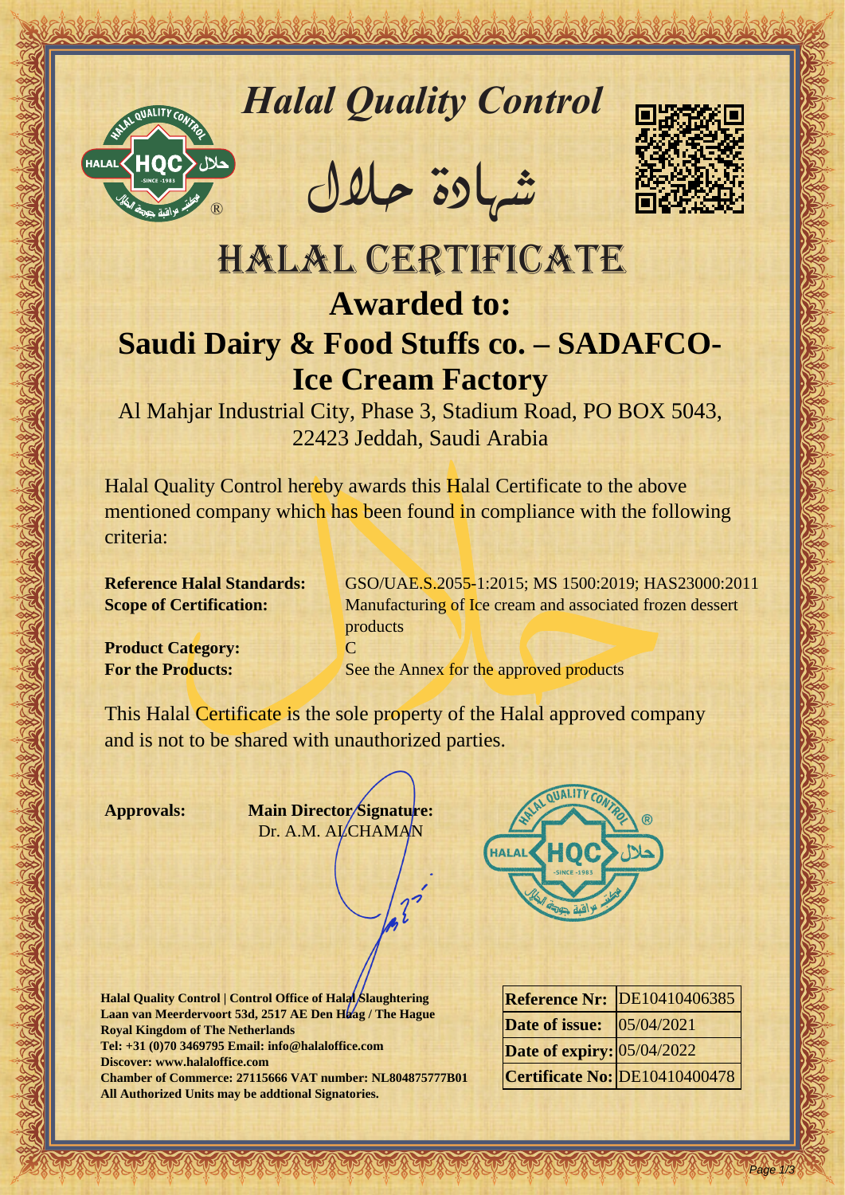# Halal Quality Control

## شهادة حلال

# HALAL CERTIFICATE

## Awarded to:

## Saudi Dairy & Food Stuffs co. – SADAFCO- Ice Cream Factory

Al Mahjar Industrial City, Phase 3, Stadium Road, PO BOX 5043, 22423 Jeddah, Saudi Arabia

Halal Quality Control hereby awards this Halal Certificate to the above mentioned company which has been found in compliance with the following criteria:

**Reference Halal Standards:** GSO/UAE.S.2055-1:2015; MS 1500:2019; HAS23000:2011
**Scope of Certification:** Manufacturing of Ice cream and associated frozen dessert products
**Product Category:** C
**For the Products:** See the Annex for the approved products

This Halal Certificate is the sole property of the Halal approved company and is not to be shared with unauthorized parties.

**Approvals:** **Main Director Signature:** Dr. A.M. ALCHAMAN

**Halal Quality Control | Control Office of Halal Slaughtering**
**Laan van Meerdervoort 53d, 2517 AE Den Haag / The Hague**
**Royal Kingdom of The Netherlands**
**Tel: +31 (0)70 3469795 Email: info@halaloffice.com**
**Discover: www.halaloffice.com**
**Chamber of Commerce: 27115666 VAT number: NL804875777B01**
**All Authorized Units may be addtional Signatories.**

| | |
|---|---|
| **Reference Nr:** | DE10410406385 |
| **Date of issue:** | 05/04/2021 |
| **Date of expiry:** | 05/04/2022 |
| **Certificate No:** | DE10410400478 |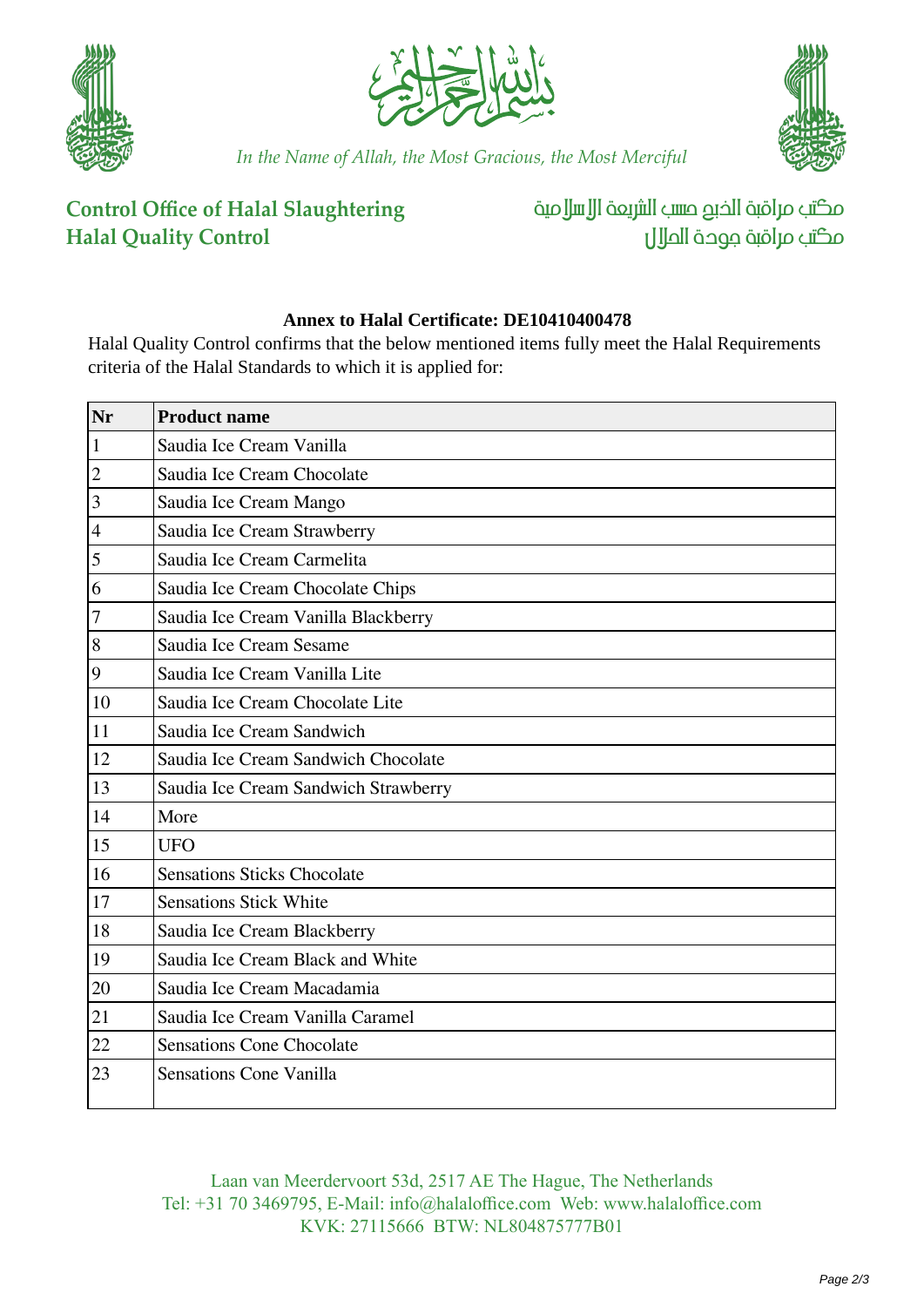In the Name of Allah, the Most Gracious, the Most Merciful

**Control Office of Halal Slaughtering**
**Halal Quality Control**

مكتب مراقبة الذبح حسب الشريعة الإسلامية
مكتب مراقبة جودة الحلال

### Annex to Halal Certificate: DE10410400478

Halal Quality Control confirms that the below mentioned items fully meet the Halal Requirements criteria of the Halal Standards to which it is applied for:

| Nr | Product name |
|---|---|
| 1 | Saudia Ice Cream Vanilla |
| 2 | Saudia Ice Cream Chocolate |
| 3 | Saudia Ice Cream Mango |
| 4 | Saudia Ice Cream Strawberry |
| 5 | Saudia Ice Cream Carmelita |
| 6 | Saudia Ice Cream Chocolate Chips |
| 7 | Saudia Ice Cream Vanilla Blackberry |
| 8 | Saudia Ice Cream Sesame |
| 9 | Saudia Ice Cream Vanilla Lite |
| 10 | Saudia Ice Cream Chocolate Lite |
| 11 | Saudia Ice Cream Sandwich |
| 12 | Saudia Ice Cream Sandwich Chocolate |
| 13 | Saudia Ice Cream Sandwich Strawberry |
| 14 | More |
| 15 | UFO |
| 16 | Sensations Sticks Chocolate |
| 17 | Sensations Stick White |
| 18 | Saudia Ice Cream Blackberry |
| 19 | Saudia Ice Cream Black and White |
| 20 | Saudia Ice Cream Macadamia |
| 21 | Saudia Ice Cream Vanilla Caramel |
| 22 | Sensations Cone Chocolate |
| 23 | Sensations Cone Vanilla |

Laan van Meerdervoort 53d, 2517 AE The Hague, The Netherlands
Tel: +31 70 3469795, E-Mail: info@halaloffice.com Web: www.halaloffice.com
KVK: 27115666 BTW: NL804875777B01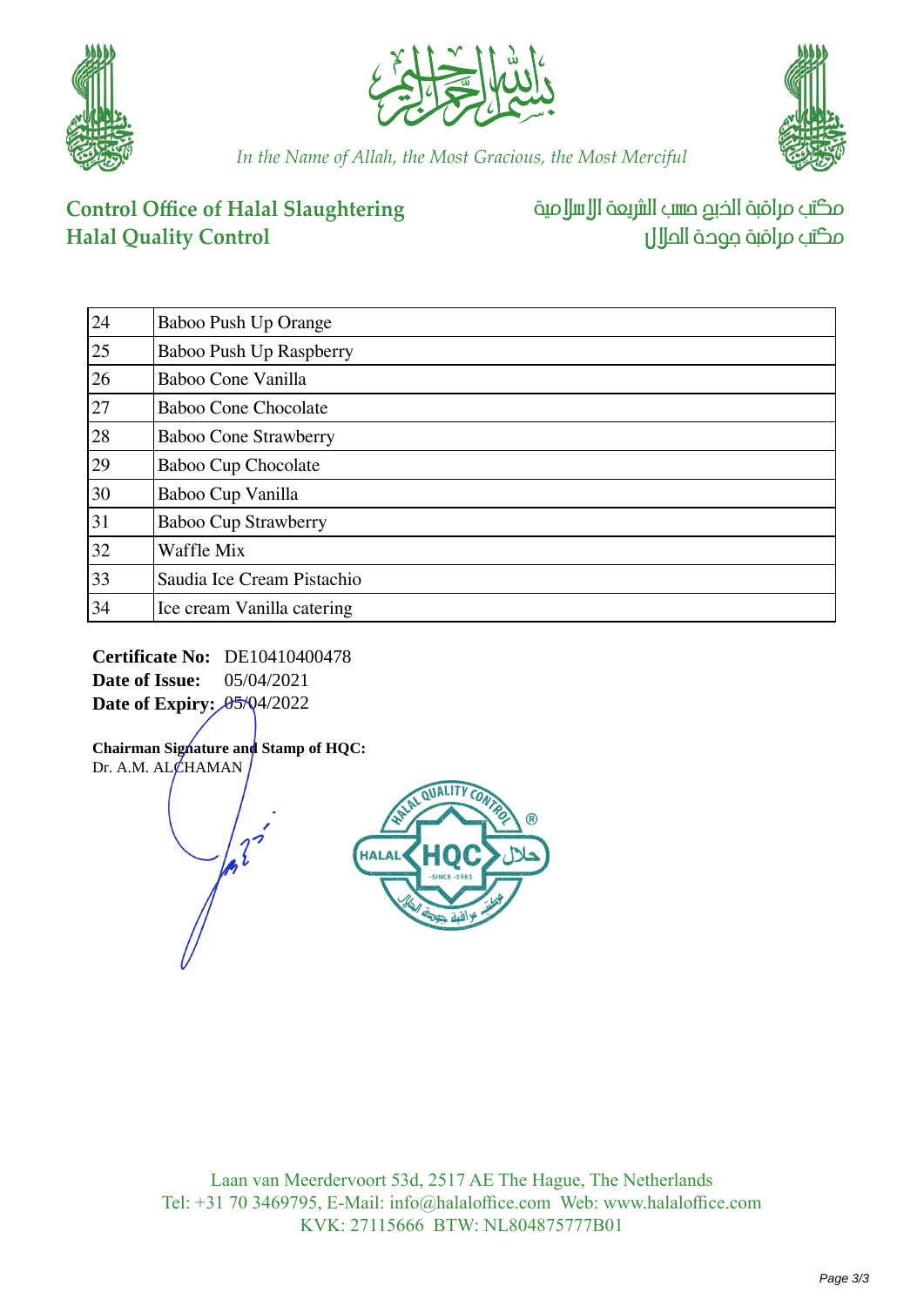In the Name of Allah, the Most Gracious, the Most Merciful

**Control Office of Halal Slaughtering**
**Halal Quality Control**

مكتب مراقبة الذبح حسب الشريعة الإسلامية
مكتب مراقبة جودة الحلال

| | |
|---|---|
| 24 | Baboo Push Up Orange |
| 25 | Baboo Push Up Raspberry |
| 26 | Baboo Cone Vanilla |
| 27 | Baboo Cone Chocolate |
| 28 | Baboo Cone Strawberry |
| 29 | Baboo Cup Chocolate |
| 30 | Baboo Cup Vanilla |
| 31 | Baboo Cup Strawberry |
| 32 | Waffle Mix |
| 33 | Saudia Ice Cream Pistachio |
| 34 | Ice cream Vanilla catering |

**Certificate No:** DE10410400478
**Date of Issue:** 05/04/2021
**Date of Expiry:** 05/04/2022

**Chairman Signature and Stamp of HQC:**
Dr. A.M. ALCHAMAN

Laan van Meerdervoort 53d, 2517 AE The Hague, The Netherlands
Tel: +31 70 3469795, E-Mail: info@halaloffice.com Web: www.halaloffice.com
KVK: 27115666 BTW: NL804875777B01